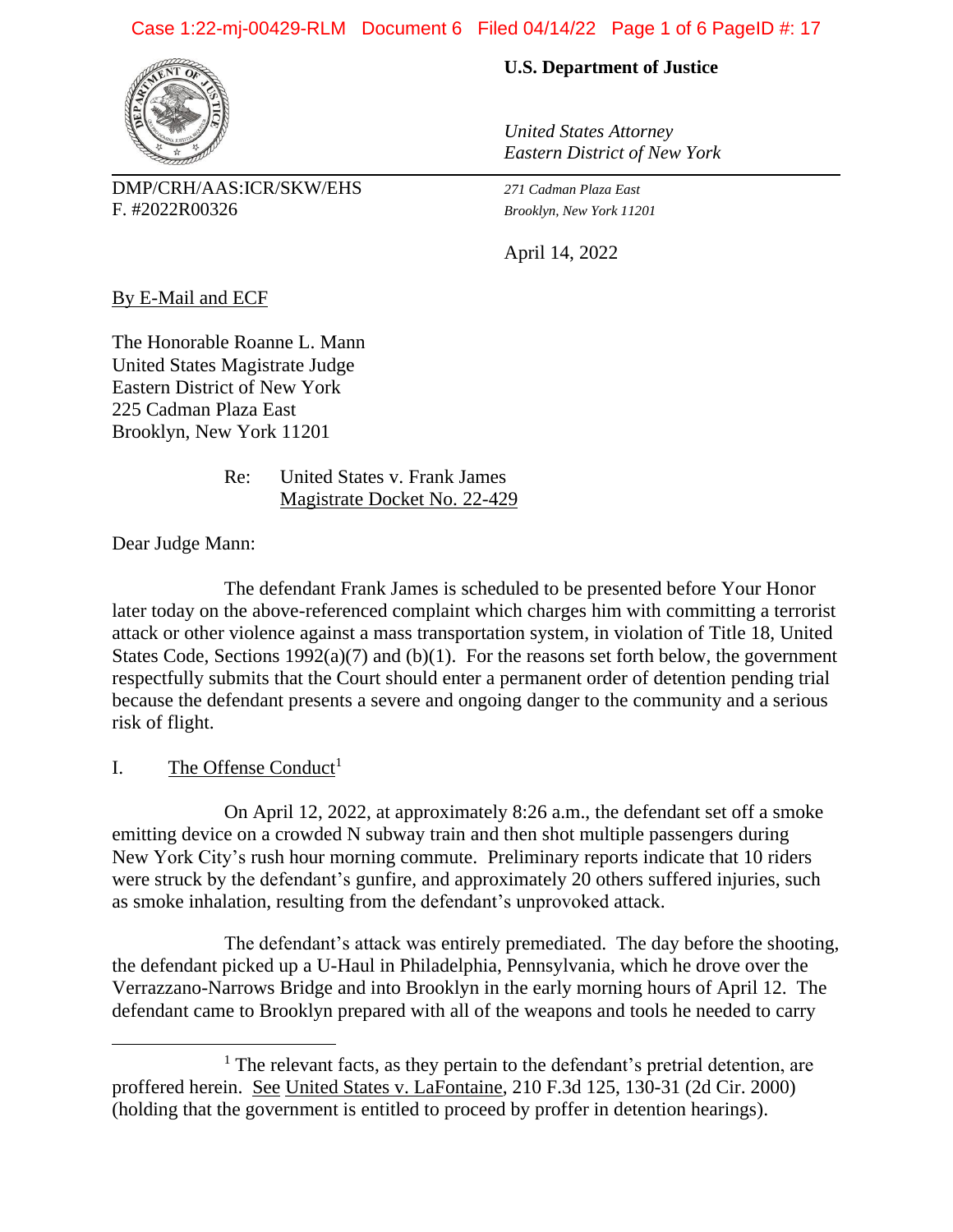**U.S. Department of Justice**

*United States Attorney*
*Eastern District of New York*

DMP/CRH/AAS:ICR/SKW/EHS
F. #2022R00326

*271 Cadman Plaza East*
*Brooklyn, New York 11201*

April 14, 2022

By E-Mail and ECF

The Honorable Roanne L. Mann
United States Magistrate Judge
Eastern District of New York
225 Cadman Plaza East
Brooklyn, New York 11201

Re: United States v. Frank James
Magistrate Docket No. 22-429

Dear Judge Mann:

The defendant Frank James is scheduled to be presented before Your Honor later today on the above-referenced complaint which charges him with committing a terrorist attack or other violence against a mass transportation system, in violation of Title 18, United States Code, Sections 1992(a)(7) and (b)(1). For the reasons set forth below, the government respectfully submits that the Court should enter a permanent order of detention pending trial because the defendant presents a severe and ongoing danger to the community and a serious risk of flight.

I. The Offense Conduct[1]

On April 12, 2022, at approximately 8:26 a.m., the defendant set off a smoke emitting device on a crowded N subway train and then shot multiple passengers during New York City's rush hour morning commute. Preliminary reports indicate that 10 riders were struck by the defendant's gunfire, and approximately 20 others suffered injuries, such as smoke inhalation, resulting from the defendant's unprovoked attack.

The defendant's attack was entirely premeditated. The day before the shooting, the defendant picked up a U-Haul in Philadelphia, Pennsylvania, which he drove over the Verrazzano-Narrows Bridge and into Brooklyn in the early morning hours of April 12. The defendant came to Brooklyn prepared with all of the weapons and tools he needed to carry

---

[1] The relevant facts, as they pertain to the defendant's pretrial detention, are proffered herein. See United States v. LaFontaine, 210 F.3d 125, 130-31 (2d Cir. 2000) (holding that the government is entitled to proceed by proffer in detention hearings).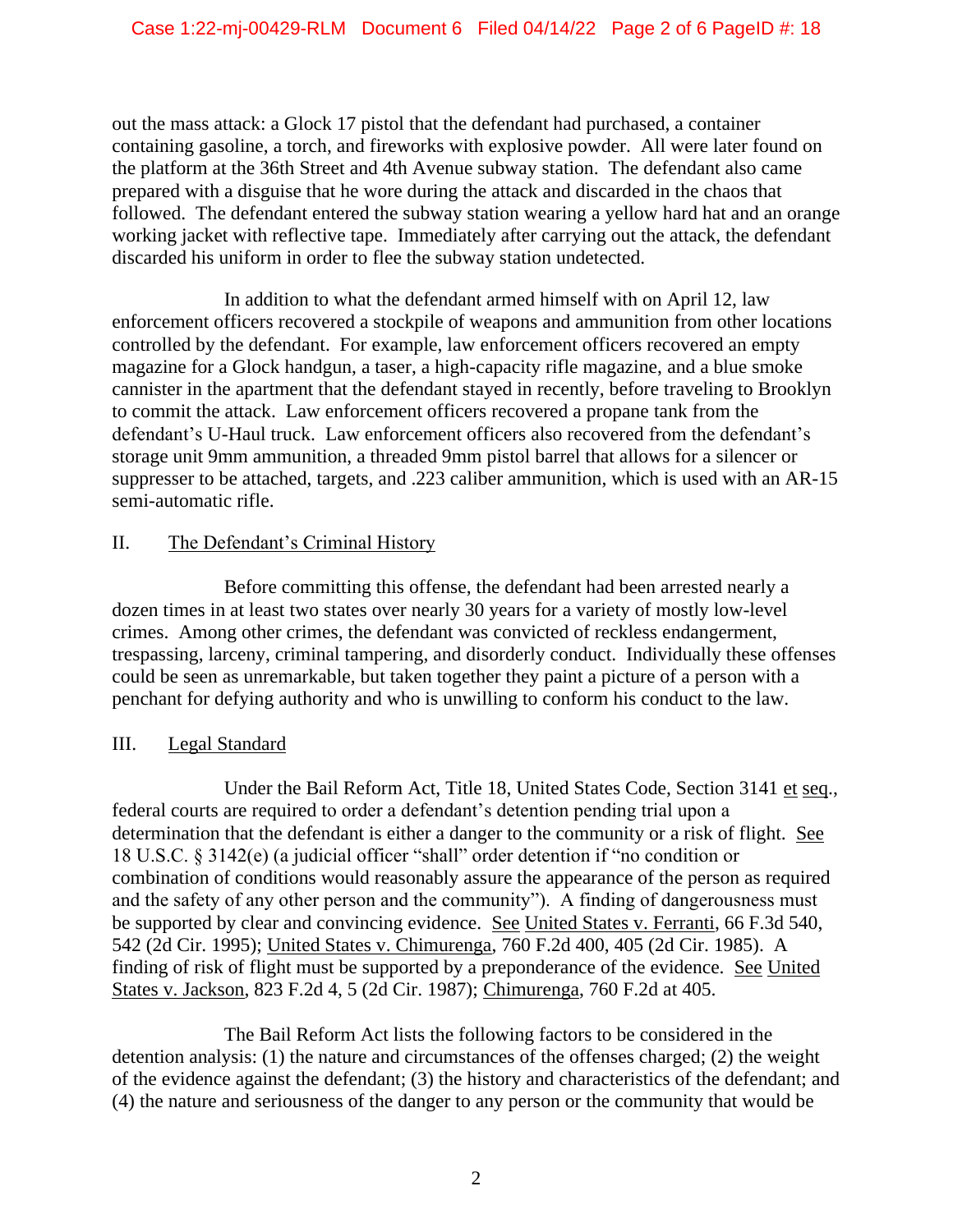out the mass attack: a Glock 17 pistol that the defendant had purchased, a container containing gasoline, a torch, and fireworks with explosive powder. All were later found on the platform at the 36th Street and 4th Avenue subway station. The defendant also came prepared with a disguise that he wore during the attack and discarded in the chaos that followed. The defendant entered the subway station wearing a yellow hard hat and an orange working jacket with reflective tape. Immediately after carrying out the attack, the defendant discarded his uniform in order to flee the subway station undetected.

In addition to what the defendant armed himself with on April 12, law enforcement officers recovered a stockpile of weapons and ammunition from other locations controlled by the defendant. For example, law enforcement officers recovered an empty magazine for a Glock handgun, a taser, a high-capacity rifle magazine, and a blue smoke cannister in the apartment that the defendant stayed in recently, before traveling to Brooklyn to commit the attack. Law enforcement officers recovered a propane tank from the defendant's U-Haul truck. Law enforcement officers also recovered from the defendant's storage unit 9mm ammunition, a threaded 9mm pistol barrel that allows for a silencer or suppresser to be attached, targets, and .223 caliber ammunition, which is used with an AR-15 semi-automatic rifle.

## II. The Defendant's Criminal History

Before committing this offense, the defendant had been arrested nearly a dozen times in at least two states over nearly 30 years for a variety of mostly low-level crimes. Among other crimes, the defendant was convicted of reckless endangerment, trespassing, larceny, criminal tampering, and disorderly conduct. Individually these offenses could be seen as unremarkable, but taken together they paint a picture of a person with a penchant for defying authority and who is unwilling to conform his conduct to the law.

## III. Legal Standard

Under the Bail Reform Act, Title 18, United States Code, Section 3141 et seq., federal courts are required to order a defendant's detention pending trial upon a determination that the defendant is either a danger to the community or a risk of flight. See 18 U.S.C. § 3142(e) (a judicial officer "shall" order detention if "no condition or combination of conditions would reasonably assure the appearance of the person as required and the safety of any other person and the community"). A finding of dangerousness must be supported by clear and convincing evidence. See United States v. Ferranti, 66 F.3d 540, 542 (2d Cir. 1995); United States v. Chimurenga, 760 F.2d 400, 405 (2d Cir. 1985). A finding of risk of flight must be supported by a preponderance of the evidence. See United States v. Jackson, 823 F.2d 4, 5 (2d Cir. 1987); Chimurenga, 760 F.2d at 405.

The Bail Reform Act lists the following factors to be considered in the detention analysis: (1) the nature and circumstances of the offenses charged; (2) the weight of the evidence against the defendant; (3) the history and characteristics of the defendant; and (4) the nature and seriousness of the danger to any person or the community that would be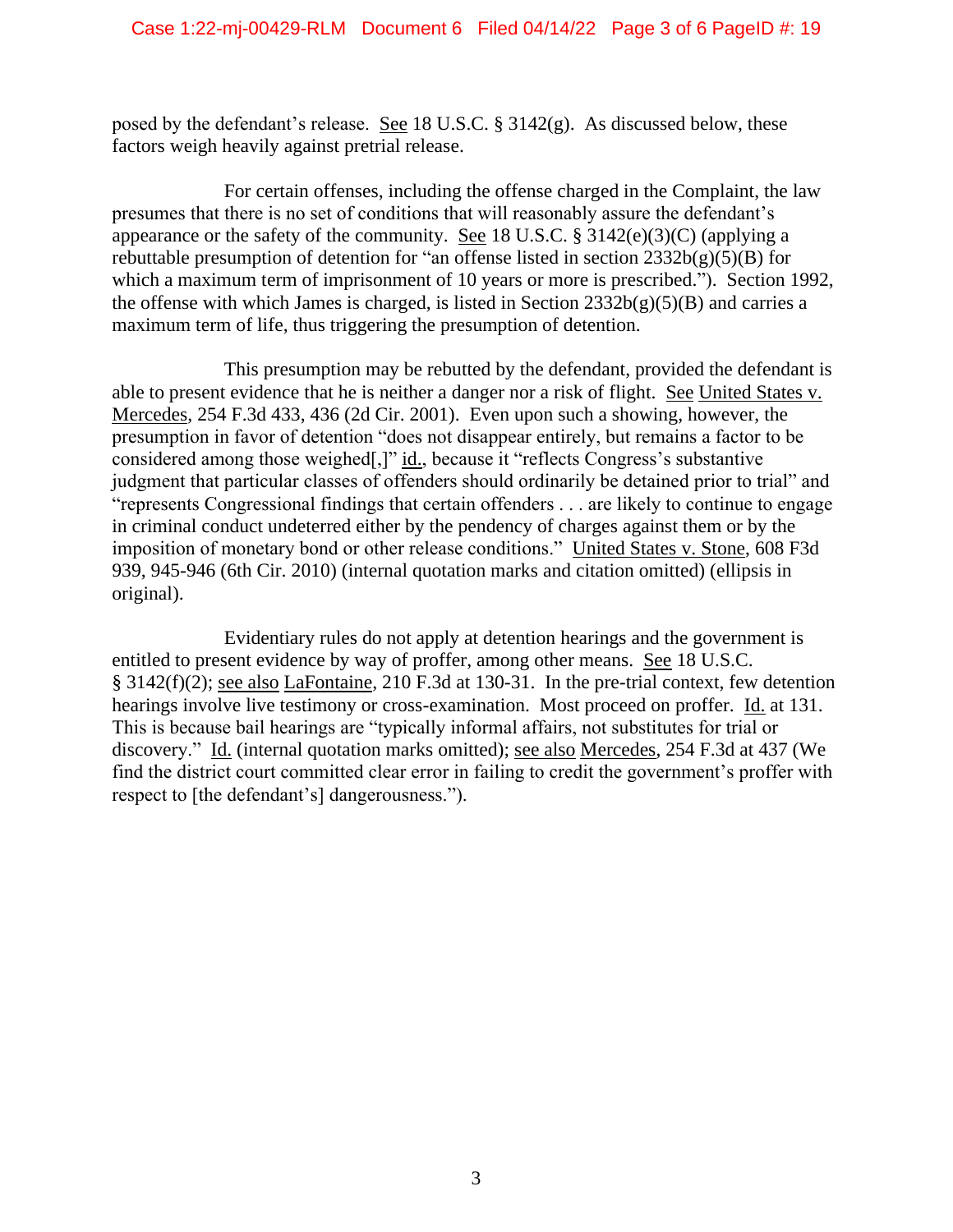posed by the defendant's release. See 18 U.S.C. § 3142(g). As discussed below, these factors weigh heavily against pretrial release.

For certain offenses, including the offense charged in the Complaint, the law presumes that there is no set of conditions that will reasonably assure the defendant's appearance or the safety of the community. See 18 U.S.C. § 3142(e)(3)(C) (applying a rebuttable presumption of detention for "an offense listed in section 2332b(g)(5)(B) for which a maximum term of imprisonment of 10 years or more is prescribed."). Section 1992, the offense with which James is charged, is listed in Section 2332b(g)(5)(B) and carries a maximum term of life, thus triggering the presumption of detention.

This presumption may be rebutted by the defendant, provided the defendant is able to present evidence that he is neither a danger nor a risk of flight. See United States v. Mercedes, 254 F.3d 433, 436 (2d Cir. 2001). Even upon such a showing, however, the presumption in favor of detention "does not disappear entirely, but remains a factor to be considered among those weighed[,]" id., because it "reflects Congress's substantive judgment that particular classes of offenders should ordinarily be detained prior to trial" and "represents Congressional findings that certain offenders . . . are likely to continue to engage in criminal conduct undeterred either by the pendency of charges against them or by the imposition of monetary bond or other release conditions." United States v. Stone, 608 F3d 939, 945-946 (6th Cir. 2010) (internal quotation marks and citation omitted) (ellipsis in original).

Evidentiary rules do not apply at detention hearings and the government is entitled to present evidence by way of proffer, among other means. See 18 U.S.C. § 3142(f)(2); see also LaFontaine, 210 F.3d at 130-31. In the pre-trial context, few detention hearings involve live testimony or cross-examination. Most proceed on proffer. Id. at 131. This is because bail hearings are "typically informal affairs, not substitutes for trial or discovery." Id. (internal quotation marks omitted); see also Mercedes, 254 F.3d at 437 (We find the district court committed clear error in failing to credit the government's proffer with respect to [the defendant's] dangerousness.").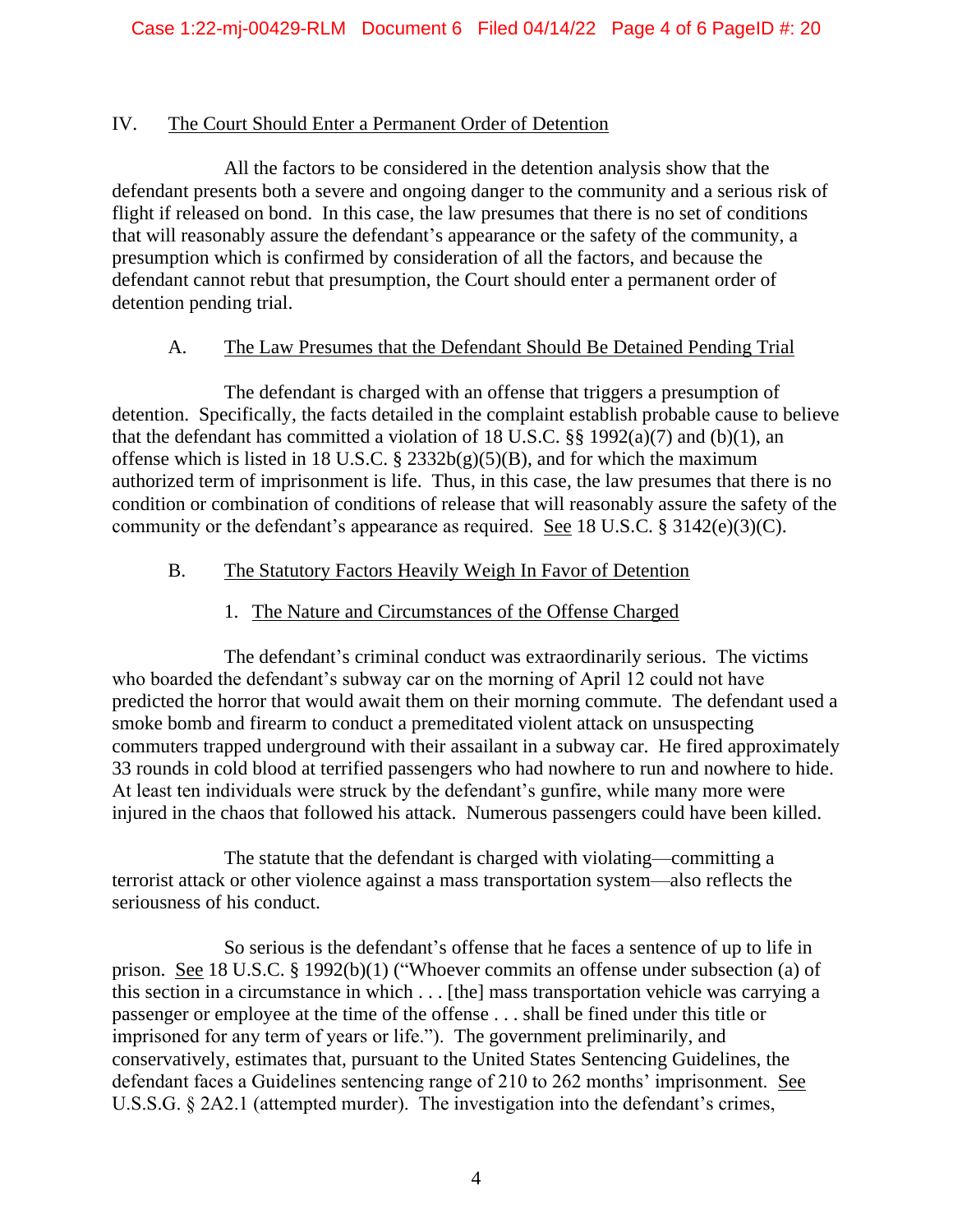## IV. The Court Should Enter a Permanent Order of Detention

All the factors to be considered in the detention analysis show that the defendant presents both a severe and ongoing danger to the community and a serious risk of flight if released on bond. In this case, the law presumes that there is no set of conditions that will reasonably assure the defendant's appearance or the safety of the community, a presumption which is confirmed by consideration of all the factors, and because the defendant cannot rebut that presumption, the Court should enter a permanent order of detention pending trial.

### A. The Law Presumes that the Defendant Should Be Detained Pending Trial

The defendant is charged with an offense that triggers a presumption of detention. Specifically, the facts detailed in the complaint establish probable cause to believe that the defendant has committed a violation of 18 U.S.C. §§ 1992(a)(7) and (b)(1), an offense which is listed in 18 U.S.C. § 2332b(g)(5)(B), and for which the maximum authorized term of imprisonment is life. Thus, in this case, the law presumes that there is no condition or combination of conditions of release that will reasonably assure the safety of the community or the defendant's appearance as required. See 18 U.S.C. § 3142(e)(3)(C).

### B. The Statutory Factors Heavily Weigh In Favor of Detention

#### 1. The Nature and Circumstances of the Offense Charged

The defendant's criminal conduct was extraordinarily serious. The victims who boarded the defendant's subway car on the morning of April 12 could not have predicted the horror that would await them on their morning commute. The defendant used a smoke bomb and firearm to conduct a premeditated violent attack on unsuspecting commuters trapped underground with their assailant in a subway car. He fired approximately 33 rounds in cold blood at terrified passengers who had nowhere to run and nowhere to hide. At least ten individuals were struck by the defendant's gunfire, while many more were injured in the chaos that followed his attack. Numerous passengers could have been killed.

The statute that the defendant is charged with violating—committing a terrorist attack or other violence against a mass transportation system—also reflects the seriousness of his conduct.

So serious is the defendant's offense that he faces a sentence of up to life in prison. See 18 U.S.C. § 1992(b)(1) ("Whoever commits an offense under subsection (a) of this section in a circumstance in which . . . [the] mass transportation vehicle was carrying a passenger or employee at the time of the offense . . . shall be fined under this title or imprisoned for any term of years or life."). The government preliminarily, and conservatively, estimates that, pursuant to the United States Sentencing Guidelines, the defendant faces a Guidelines sentencing range of 210 to 262 months' imprisonment. See U.S.S.G. § 2A2.1 (attempted murder). The investigation into the defendant's crimes,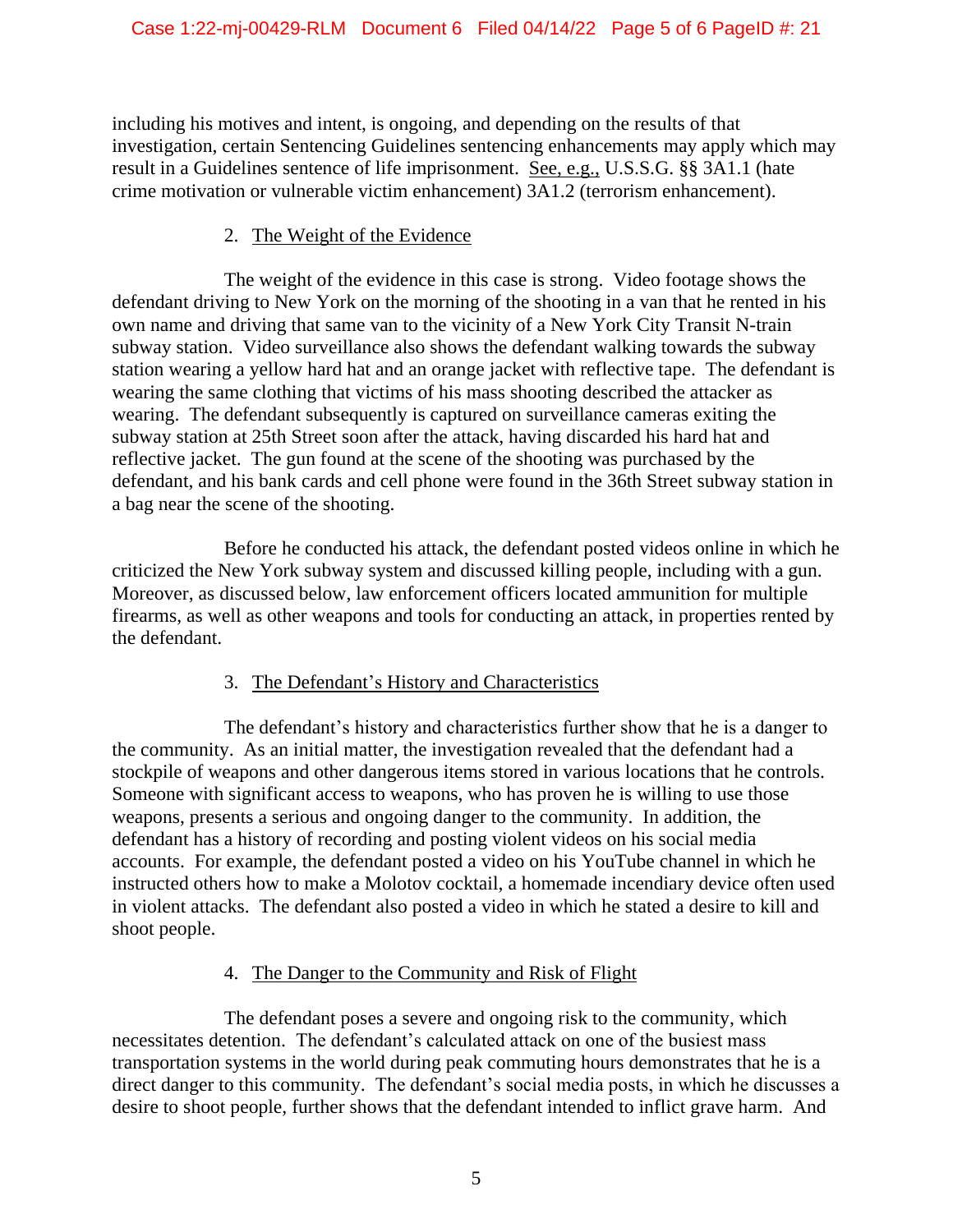including his motives and intent, is ongoing, and depending on the results of that investigation, certain Sentencing Guidelines sentencing enhancements may apply which may result in a Guidelines sentence of life imprisonment. See, e.g., U.S.S.G. §§ 3A1.1 (hate crime motivation or vulnerable victim enhancement) 3A1.2 (terrorism enhancement).

2. The Weight of the Evidence

The weight of the evidence in this case is strong. Video footage shows the defendant driving to New York on the morning of the shooting in a van that he rented in his own name and driving that same van to the vicinity of a New York City Transit N-train subway station. Video surveillance also shows the defendant walking towards the subway station wearing a yellow hard hat and an orange jacket with reflective tape. The defendant is wearing the same clothing that victims of his mass shooting described the attacker as wearing. The defendant subsequently is captured on surveillance cameras exiting the subway station at 25th Street soon after the attack, having discarded his hard hat and reflective jacket. The gun found at the scene of the shooting was purchased by the defendant, and his bank cards and cell phone were found in the 36th Street subway station in a bag near the scene of the shooting.

Before he conducted his attack, the defendant posted videos online in which he criticized the New York subway system and discussed killing people, including with a gun. Moreover, as discussed below, law enforcement officers located ammunition for multiple firearms, as well as other weapons and tools for conducting an attack, in properties rented by the defendant.

3. The Defendant's History and Characteristics

The defendant's history and characteristics further show that he is a danger to the community. As an initial matter, the investigation revealed that the defendant had a stockpile of weapons and other dangerous items stored in various locations that he controls. Someone with significant access to weapons, who has proven he is willing to use those weapons, presents a serious and ongoing danger to the community. In addition, the defendant has a history of recording and posting violent videos on his social media accounts. For example, the defendant posted a video on his YouTube channel in which he instructed others how to make a Molotov cocktail, a homemade incendiary device often used in violent attacks. The defendant also posted a video in which he stated a desire to kill and shoot people.

4. The Danger to the Community and Risk of Flight

The defendant poses a severe and ongoing risk to the community, which necessitates detention. The defendant's calculated attack on one of the busiest mass transportation systems in the world during peak commuting hours demonstrates that he is a direct danger to this community. The defendant's social media posts, in which he discusses a desire to shoot people, further shows that the defendant intended to inflict grave harm. And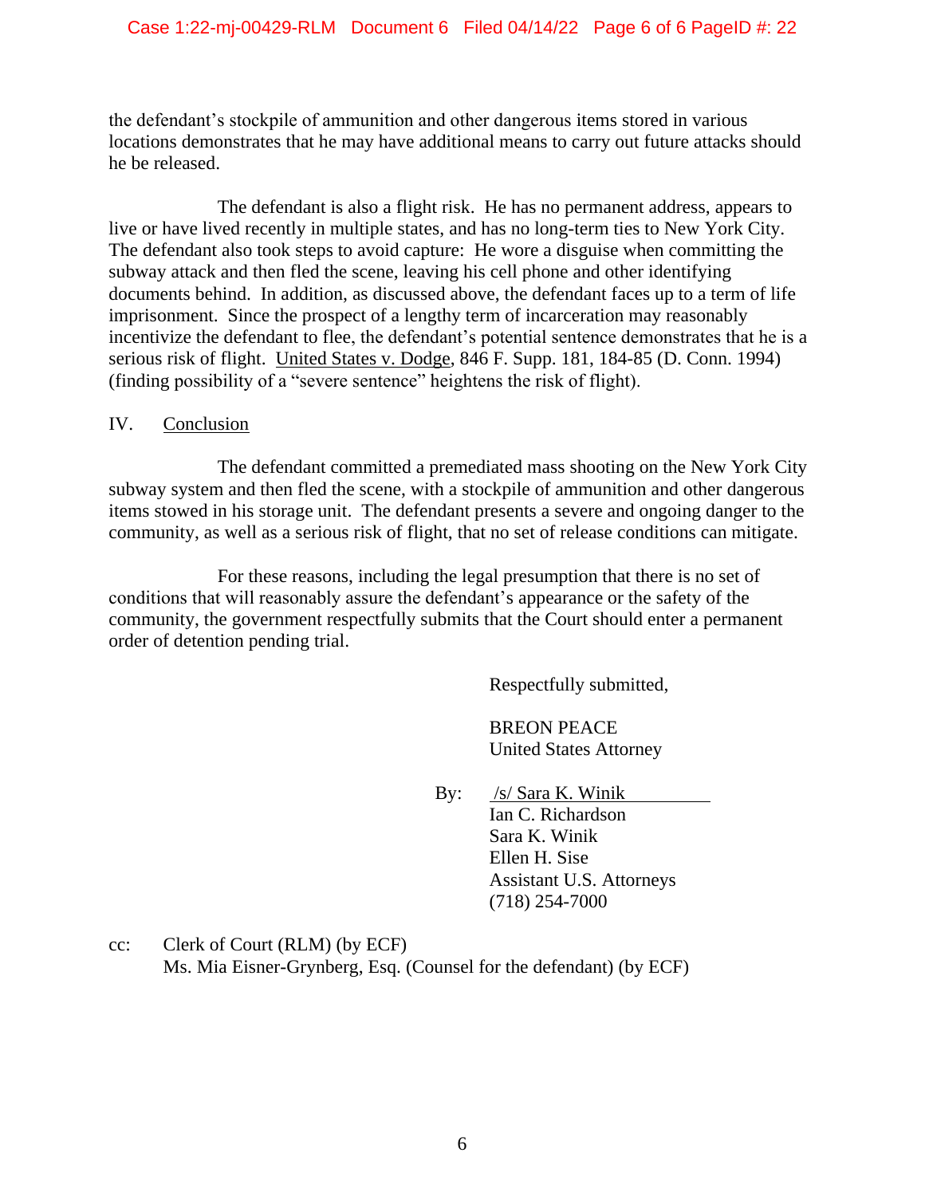the defendant's stockpile of ammunition and other dangerous items stored in various locations demonstrates that he may have additional means to carry out future attacks should he be released.

The defendant is also a flight risk. He has no permanent address, appears to live or have lived recently in multiple states, and has no long-term ties to New York City. The defendant also took steps to avoid capture: He wore a disguise when committing the subway attack and then fled the scene, leaving his cell phone and other identifying documents behind. In addition, as discussed above, the defendant faces up to a term of life imprisonment. Since the prospect of a lengthy term of incarceration may reasonably incentivize the defendant to flee, the defendant's potential sentence demonstrates that he is a serious risk of flight. United States v. Dodge, 846 F. Supp. 181, 184-85 (D. Conn. 1994) (finding possibility of a "severe sentence" heightens the risk of flight).

## IV. Conclusion

The defendant committed a premeditated mass shooting on the New York City subway system and then fled the scene, with a stockpile of ammunition and other dangerous items stowed in his storage unit. The defendant presents a severe and ongoing danger to the community, as well as a serious risk of flight, that no set of release conditions can mitigate.

For these reasons, including the legal presumption that there is no set of conditions that will reasonably assure the defendant's appearance or the safety of the community, the government respectfully submits that the Court should enter a permanent order of detention pending trial.

Respectfully submitted,

BREON PEACE
United States Attorney

By: /s/ Sara K. Winik
Ian C. Richardson
Sara K. Winik
Ellen H. Sise
Assistant U.S. Attorneys
(718) 254-7000

cc: Clerk of Court (RLM) (by ECF)
Ms. Mia Eisner-Grynberg, Esq. (Counsel for the defendant) (by ECF)